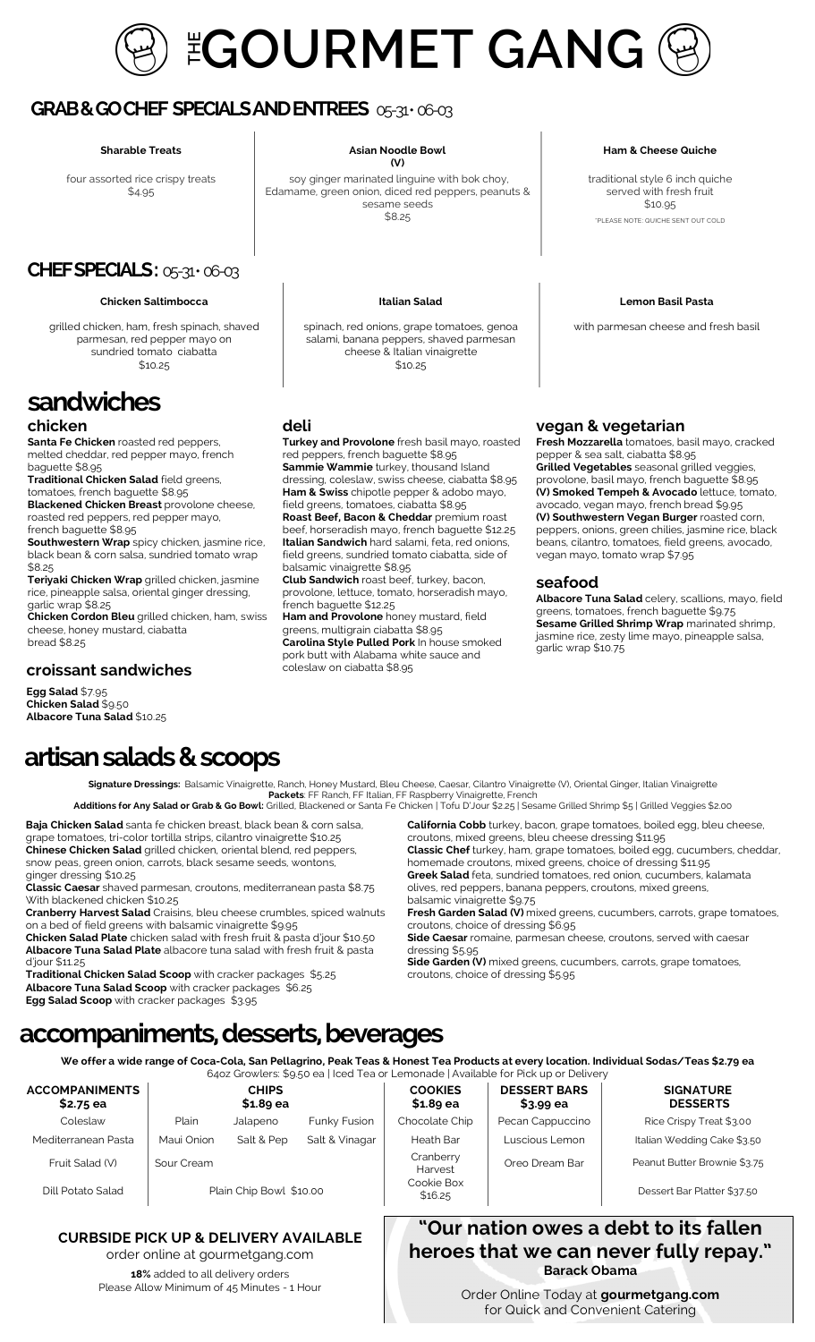# THE GOURMET GANG

## GRAB & GO CHEF SPECIALS AND ENTREES 05-31 • 06-03

**Sharable Treats**

four assorted rice crispy treats
$4.95

**Asian Noodle Bowl (V)**

soy ginger marinated linguine with bok choy, Edamame, green onion, diced red peppers, peanuts & sesame seeds
$8.25

**Ham & Cheese Quiche**

traditional style 6 inch quiche served with fresh fruit
$10.95

*PLEASE NOTE: QUICHE SENT OUT COLD

## CHEF SPECIALS: 05-31 • 06-03

**Chicken Saltimbocca**

grilled chicken, ham, fresh spinach, shaved parmesan, red pepper mayo on sundried tomato ciabatta
$10.25

**Italian Salad**

spinach, red onions, grape tomatoes, genoa salami, banana peppers, shaved parmesan cheese & Italian vinaigrette
$10.25

**Lemon Basil Pasta**

with parmesan cheese and fresh basil

# sandwiches

### chicken

**Santa Fe Chicken** roasted red peppers, melted cheddar, red pepper mayo, french baguette $8.95
**Traditional Chicken Salad** field greens, tomatoes, french baguette $8.95
**Blackened Chicken Breast** provolone cheese, roasted red peppers, red pepper mayo, french baguette $8.95
**Southwestern Wrap** spicy chicken, jasmine rice, black bean & corn salsa, sundried tomato wrap $8.25
**Teriyaki Chicken Wrap** grilled chicken, jasmine rice, pineapple salsa, oriental ginger dressing, garlic wrap $8.25
**Chicken Cordon Bleu** grilled chicken, ham, swiss cheese, honey mustard, ciabatta bread $8.25

### croissant sandwiches

**Egg Salad** $7.95
**Chicken Salad** $9.50
**Albacore Tuna Salad** $10.25

### deli

**Turkey and Provolone** fresh basil mayo, roasted red peppers, french baguette $8.95
**Sammie Wammie** turkey, thousand Island dressing, coleslaw, swiss cheese, ciabatta $8.95
**Ham & Swiss** chipotle pepper & adobo mayo, field greens, tomatoes, ciabatta $8.95
**Roast Beef, Bacon & Cheddar** premium roast beef, horseradish mayo, french baguette $12.25
**Italian Sandwich** hard salami, feta, red onions, field greens, sundried tomato ciabatta, side of balsamic vinaigrette $8.95
**Club Sandwich** roast beef, turkey, bacon, provolone, lettuce, tomato, horseradish mayo, french baguette $12.25
**Ham and Provolone** honey mustard, field greens, multigrain ciabatta $8.95
**Carolina Style Pulled Pork** In house smoked pork butt with Alabama white sauce and coleslaw on ciabatta $8.95

### vegan & vegetarian

**Fresh Mozzarella** tomatoes, basil mayo, cracked pepper & sea salt, ciabatta $8.95
**Grilled Vegetables** seasonal grilled veggies, provolone, basil mayo, french baguette $8.95
**(V) Smoked Tempeh & Avocado** lettuce, tomato, avocado, vegan mayo, french bread $9.95
**(V) Southwestern Vegan Burger** roasted corn, peppers, onions, green chilies, jasmine rice, black beans, cilantro, tomatoes, field greens, avocado, vegan mayo, tomato wrap $7.95

### seafood

**Albacore Tuna Salad** celery, scallions, mayo, field greens, tomatoes, french baguette $9.75
**Sesame Grilled Shrimp Wrap** marinated shrimp, jasmine rice, zesty lime mayo, pineapple salsa, garlic wrap $10.75

# artisan salads & scoops

**Signature Dressings:** Balsamic Vinaigrette, Ranch, Honey Mustard, Bleu Cheese, Caesar, Cilantro Vinaigrette (V), Oriental Ginger, Italian Vinaigrette
**Packets**: FF Ranch, FF Italian, FF Raspberry Vinaigrette, French
**Additions for Any Salad or Grab & Go Bowl:** Grilled, Blackened or Santa Fe Chicken | Tofu D'Jour $2.25 | Sesame Grilled Shrimp $5 | Grilled Veggies $2.00

**Baja Chicken Salad** santa fe chicken breast, black bean & corn salsa, grape tomatoes, tri-color tortilla strips, cilantro vinaigrette $10.25
**Chinese Chicken Salad** grilled chicken, oriental blend, red peppers, snow peas, green onion, carrots, black sesame seeds, wontons, ginger dressing $10.25
**Classic Caesar** shaved parmesan, croutons, mediterranean pasta $8.75 With blackened chicken $10.25
**Cranberry Harvest Salad** Craisins, bleu cheese crumbles, spiced walnuts on a bed of field greens with balsamic vinaigrette $9.95
**Chicken Salad Plate** chicken salad with fresh fruit & pasta d'jour $10.50
**Albacore Tuna Salad Plate** albacore tuna salad with fresh fruit & pasta d'jour $11.25
**Traditional Chicken Salad Scoop** with cracker packages $5.25
**Albacore Tuna Salad Scoop** with cracker packages $6.25
**Egg Salad Scoop** with cracker packages $3.95

**California Cobb** turkey, bacon, grape tomatoes, boiled egg, bleu cheese, croutons, mixed greens, bleu cheese dressing $11.95
**Classic Chef** turkey, ham, grape tomatoes, boiled egg, cucumbers, cheddar, homemade croutons, mixed greens, choice of dressing $11.95
**Greek Salad** feta, sundried tomatoes, red onion, cucumbers, kalamata olives, red peppers, banana peppers, croutons, mixed greens, balsamic vinaigrette $9.75
**Fresh Garden Salad (V)** mixed greens, cucumbers, carrots, grape tomatoes, croutons, choice of dressing $6.95
**Side Caesar** romaine, parmesan cheese, croutons, served with caesar dressing $5.95
**Side Garden (V)** mixed greens, cucumbers, carrots, grape tomatoes, croutons, choice of dressing $5.95

# accompaniments, desserts, beverages

**We offer a wide range of Coca-Cola, San Pellagrino, Peak Teas & Honest Tea Products at every location. Individual Sodas/Teas $2.79 ea**
64oz Growlers: $9.50 ea | Iced Tea or Lemonade | Available for Pick up or Delivery

| ACCOMPANIMENTS $2.75 ea | CHIPS $1.89 ea | | | COOKIES $1.89 ea | DESSERT BARS $3.99 ea | SIGNATURE DESSERTS |
|---|---|---|---|---|---|---|
| Coleslaw | Plain | Jalapeno | Funky Fusion | Chocolate Chip | Pecan Cappuccino | Rice Crispy Treat $3.00 |
| Mediterranean Pasta | Maui Onion | Salt & Pep | Salt & Vinagar | Heath Bar | Luscious Lemon | Italian Wedding Cake $3.50 |
| Fruit Salad (V) | Sour Cream | | | Cranberry Harvest | Oreo Dream Bar | Peanut Butter Brownie $3.75 |
| Dill Potato Salad | Plain Chip Bowl $10.00 | | | Cookie Box $16.25 | | Dessert Bar Platter $37.50 |

**CURBSIDE PICK UP & DELIVERY AVAILABLE**
order online at gourmetgang.com
**18%** added to all delivery orders
Please Allow Minimum of 45 Minutes - 1 Hour

**"Our nation owes a debt to its fallen heroes that we can never fully repay."**
**Barack Obama**

Order Online Today at **gourmetgang.com** for Quick and Convenient Catering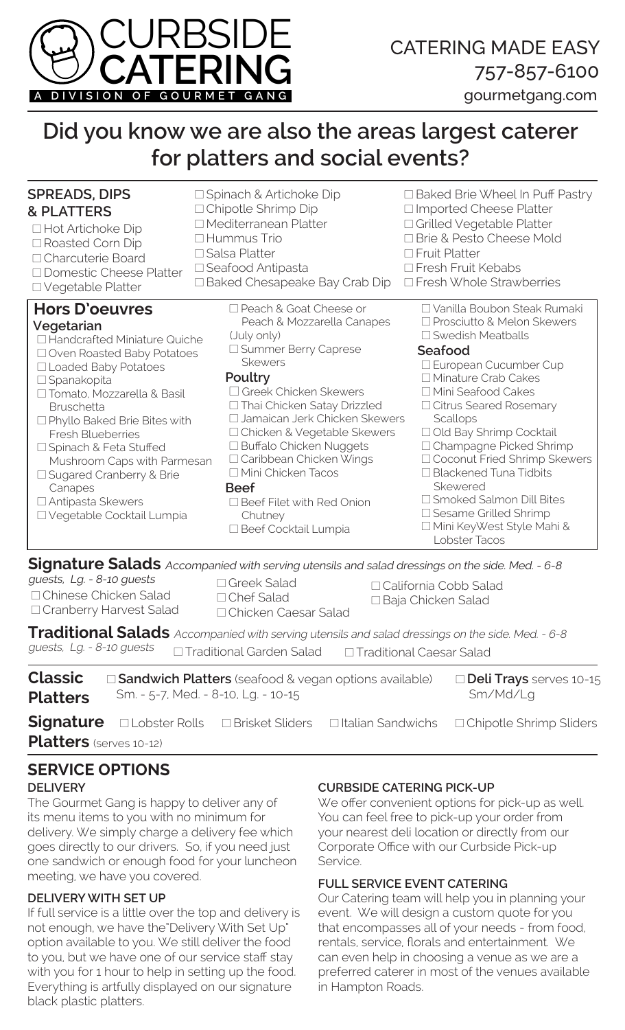# CURBSIDE CATERING

A DIVISION OF GOURMET GANG

CATERING MADE EASY
757-857-6100
gourmetgang.com

## Did you know we are also the areas largest caterer for platters and social events?

### SPREADS, DIPS & PLATTERS

- ☐ Hot Artichoke Dip
- ☐ Roasted Corn Dip
- ☐ Charcuterie Board
- ☐ Domestic Cheese Platter
- ☐ Vegetable Platter
- ☐ Spinach & Artichoke Dip
- ☐ Chipotle Shrimp Dip
- ☐ Mediterranean Platter
- ☐ Hummus Trio
- ☐ Salsa Platter
- ☐ Seafood Antipasta
- ☐ Baked Chesapeake Bay Crab Dip
- ☐ Baked Brie Wheel In Puff Pastry
- ☐ Imported Cheese Platter
- ☐ Grilled Vegetable Platter
- ☐ Brie & Pesto Cheese Mold
- ☐ Fruit Platter
- ☐ Fresh Fruit Kebabs
- ☐ Fresh Whole Strawberries

### Hors D'oeuvres

**Vegetarian**

- ☐ Handcrafted Miniature Quiche
- ☐ Oven Roasted Baby Potatoes
- ☐ Loaded Baby Potatoes
- ☐ Spanakopita
- ☐ Tomato, Mozzarella & Basil Bruschetta
- ☐ Phyllo Baked Brie Bites with Fresh Blueberries
- ☐ Spinach & Feta Stuffed Mushroom Caps with Parmesan
- ☐ Sugared Cranberry & Brie Canapes
- ☐ Antipasta Skewers
- ☐ Vegetable Cocktail Lumpia
- ☐ Peach & Goat Cheese or Peach & Mozzarella Canapes (July only)
- ☐ Summer Berry Caprese Skewers

**Poultry**

- ☐ Greek Chicken Skewers
- ☐ Thai Chicken Satay Drizzled
- ☐ Jamaican Jerk Chicken Skewers
- ☐ Chicken & Vegetable Skewers
- ☐ Buffalo Chicken Nuggets
- ☐ Caribbean Chicken Wings
- ☐ Mini Chicken Tacos

**Beef**

- ☐ Beef Filet with Red Onion Chutney
- ☐ Beef Cocktail Lumpia
- ☐ Vanilla Boubon Steak Rumaki
- ☐ Prosciutto & Melon Skewers
- ☐ Swedish Meatballs

**Seafood**

- ☐ European Cucumber Cup
- ☐ Minature Crab Cakes
- ☐ Mini Seafood Cakes
- ☐ Citrus Seared Rosemary Scallops
- ☐ Old Bay Shrimp Cocktail
- ☐ Champagne Picked Shrimp
- ☐ Coconut Fried Shrimp Skewers
- ☐ Blackened Tuna Tidbits Skewered
- ☐ Smoked Salmon Dill Bites
- ☐ Sesame Grilled Shrimp
- ☐ Mini KeyWest Style Mahi & Lobster Tacos

**Signature Salads** *Accompanied with serving utensils and salad dressings on the side. Med. - 6-8 guests, Lg. - 8-10 guests*

- ☐ Chinese Chicken Salad
- ☐ Cranberry Harvest Salad
- ☐ Greek Salad
- ☐ Chef Salad
- ☐ Chicken Caesar Salad
- ☐ California Cobb Salad
- ☐ Baja Chicken Salad

**Traditional Salads** *Accompanied with serving utensils and salad dressings on the side. Med. - 6-8 guests, Lg. - 8-10 guests*

- ☐ Traditional Garden Salad
- ☐ Traditional Caesar Salad

**Classic Platters**

- ☐ **Sandwich Platters** (seafood & vegan options available) Sm. - 5-7, Med. - 8-10, Lg. - 10-15
- ☐ **Deli Trays** serves 10-15 Sm/Md/Lg

**Signature Platters** (serves 10-12)

- ☐ Lobster Rolls
- ☐ Brisket Sliders
- ☐ Italian Sandwichs
- ☐ Chipotle Shrimp Sliders

## SERVICE OPTIONS

### DELIVERY

The Gourmet Gang is happy to deliver any of its menu items to you with no minimum for delivery. We simply charge a delivery fee which goes directly to our drivers. So, if you need just one sandwich or enough food for your luncheon meeting, we have you covered.

### DELIVERY WITH SET UP

If full service is a little over the top and delivery is not enough, we have the"Delivery With Set Up" option available to you. We still deliver the food to you, but we have one of our service staff stay with you for 1 hour to help in setting up the food. Everything is artfully displayed on our signature black plastic platters.

### CURBSIDE CATERING PICK-UP

We offer convenient options for pick-up as well. You can feel free to pick-up your order from your nearest deli location or directly from our Corporate Office with our Curbside Pick-up Service.

### FULL SERVICE EVENT CATERING

Our Catering team will help you in planning your event. We will design a custom quote for you that encompasses all of your needs - from food, rentals, service, florals and entertainment. We can even help in choosing a venue as we are a preferred caterer in most of the venues available in Hampton Roads.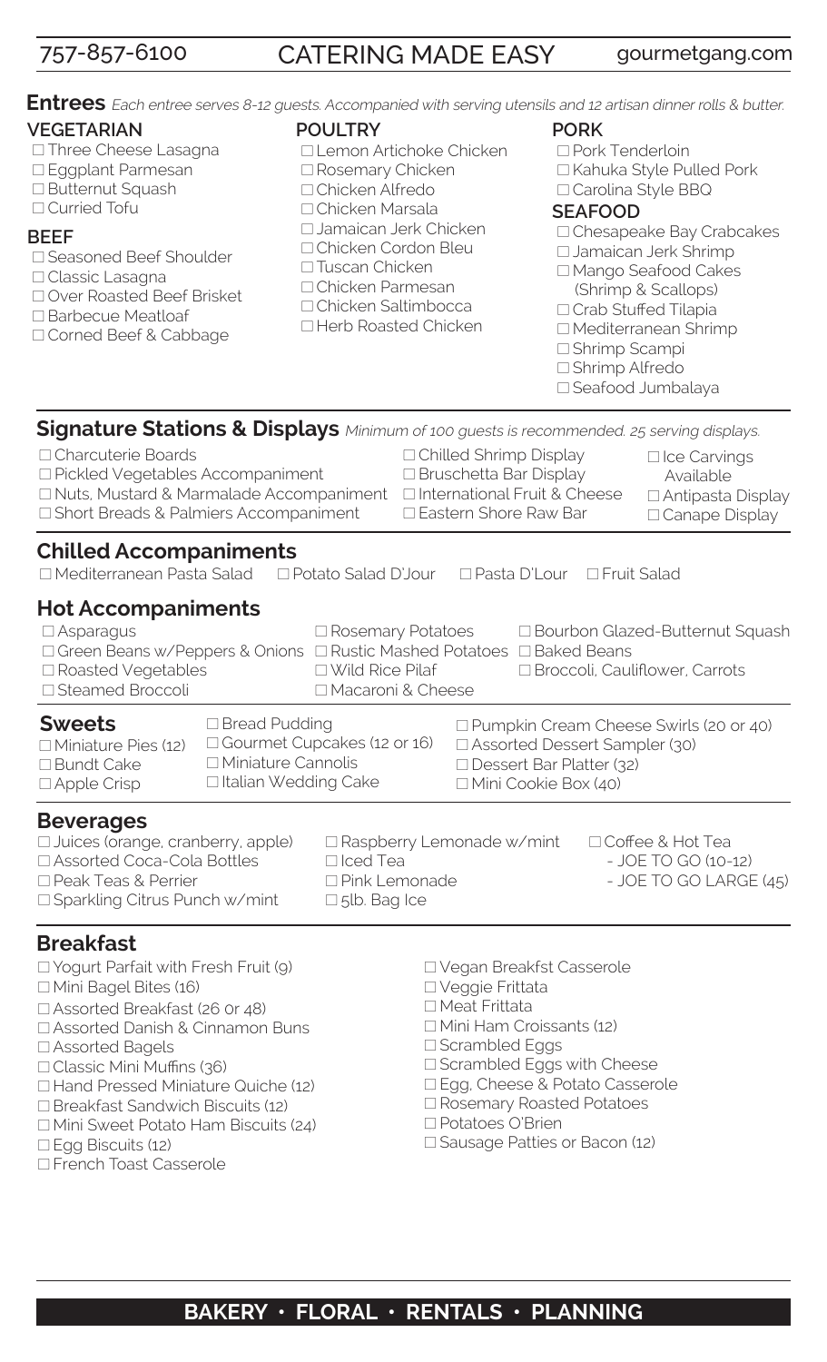757-857-6100 **CATERING MADE EASY** gourmetgang.com

## Entrees

*Each entree serves 8-12 guests. Accompanied with serving utensils and 12 artisan dinner rolls & butter.*

### VEGETARIAN

- ☐ Three Cheese Lasagna
- ☐ Eggplant Parmesan
- ☐ Butternut Squash
- ☐ Curried Tofu

### BEEF

- ☐ Seasoned Beef Shoulder
- ☐ Classic Lasagna
- ☐ Over Roasted Beef Brisket
- ☐ Barbecue Meatloaf
- ☐ Corned Beef & Cabbage

### POULTRY

- ☐ Lemon Artichoke Chicken
- ☐ Rosemary Chicken
- ☐ Chicken Alfredo
- ☐ Chicken Marsala
- ☐ Jamaican Jerk Chicken
- ☐ Chicken Cordon Bleu
- ☐ Tuscan Chicken
- ☐ Chicken Parmesan
- ☐ Chicken Saltimbocca
- ☐ Herb Roasted Chicken

### PORK

- ☐ Pork Tenderloin
- ☐ Kahuka Style Pulled Pork
- ☐ Carolina Style BBQ

### SEAFOOD

- ☐ Chesapeake Bay Crabcakes
- ☐ Jamaican Jerk Shrimp
- ☐ Mango Seafood Cakes (Shrimp & Scallops)
- ☐ Crab Stuffed Tilapia
- ☐ Mediterranean Shrimp
- ☐ Shrimp Scampi
- ☐ Shrimp Alfredo
- ☐ Seafood Jumbalaya

## Signature Stations & Displays

*Minimum of 100 guests is recommended. 25 serving displays.*

- ☐ Charcuterie Boards
- ☐ Pickled Vegetables Accompaniment
- ☐ Nuts, Mustard & Marmalade Accompaniment
- ☐ Short Breads & Palmiers Accompaniment
- ☐ Chilled Shrimp Display
- ☐ Bruschetta Bar Display
- ☐ International Fruit & Cheese
- ☐ Eastern Shore Raw Bar
- ☐ Ice Carvings Available
- ☐ Antipasta Display
- ☐ Canape Display

## Chilled Accompaniments

- ☐ Mediterranean Pasta Salad
- ☐ Potato Salad D'Jour
- ☐ Pasta D'Lour
- ☐ Fruit Salad

## Hot Accompaniments

- ☐ Asparagus
- ☐ Green Beans w/Peppers & Onions
- ☐ Roasted Vegetables
- ☐ Steamed Broccoli
- ☐ Rosemary Potatoes
- ☐ Rustic Mashed Potatoes
- ☐ Wild Rice Pilaf
- ☐ Macaroni & Cheese
- ☐ Bourbon Glazed-Butternut Squash
- ☐ Baked Beans
- ☐ Broccoli, Cauliflower, Carrots

## Sweets

- ☐ Miniature Pies (12)
- ☐ Bundt Cake
- ☐ Apple Crisp
- ☐ Bread Pudding
- ☐ Gourmet Cupcakes (12 or 16)
- ☐ Miniature Cannolis
- ☐ Italian Wedding Cake
- ☐ Pumpkin Cream Cheese Swirls (20 or 40)
- ☐ Assorted Dessert Sampler (30)
- ☐ Dessert Bar Platter (32)
- ☐ Mini Cookie Box (40)

## Beverages

- ☐ Juices (orange, cranberry, apple)
- ☐ Assorted Coca-Cola Bottles
- ☐ Peak Teas & Perrier
- ☐ Sparkling Citrus Punch w/mint
- ☐ Raspberry Lemonade w/mint
- ☐ Iced Tea
- ☐ Pink Lemonade
- ☐ 5lb. Bag Ice
- ☐ Coffee & Hot Tea
  - JOE TO GO (10-12)
  - JOE TO GO LARGE (45)

## Breakfast

- ☐ Yogurt Parfait with Fresh Fruit (9)
- ☐ Mini Bagel Bites (16)
- ☐ Assorted Breakfast (26 0r 48)
- ☐ Assorted Danish & Cinnamon Buns
- ☐ Assorted Bagels
- ☐ Classic Mini Muffins (36)
- ☐ Hand Pressed Miniature Quiche (12)
- ☐ Breakfast Sandwich Biscuits (12)
- ☐ Mini Sweet Potato Ham Biscuits (24)
- ☐ Egg Biscuits (12)
- ☐ French Toast Casserole
- ☐ Vegan Breakfst Casserole
- ☐ Veggie Frittata
- ☐ Meat Frittata
- ☐ Mini Ham Croissants (12)
- ☐ Scrambled Eggs
- ☐ Scrambled Eggs with Cheese
- ☐ Egg, Cheese & Potato Casserole
- ☐ Rosemary Roasted Potatoes
- ☐ Potatoes O'Brien
- ☐ Sausage Patties or Bacon (12)

**BAKERY • FLORAL • RENTALS • PLANNING**